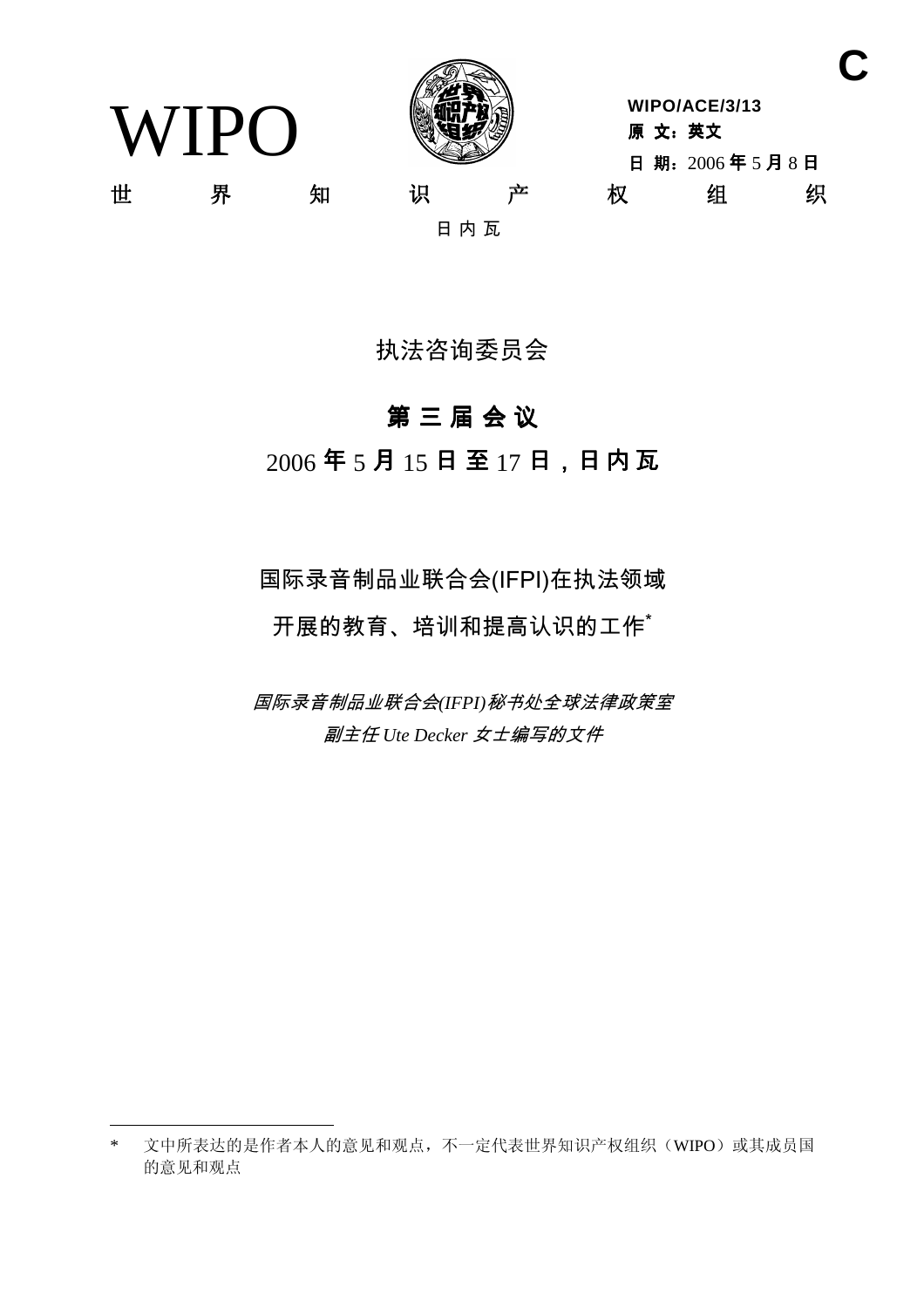C

WIPO

WIPO/ACE/3/13
**原 文：英文**
**日 期：**2006 **年** 5 **月** 8 **日**

世 界 知 识 产 权 组 织

日 内 瓦

# 执法咨询委员会

## 第 三 届 会 议

**2006 年 5 月 15 日至 17 日，日内瓦**

## 国际录音制品业联合会(IFPI)在执法领域开展的教育、培训和提高认识的工作*

*国际录音制品业联合会(IFPI)秘书处全球法律政策室副主任 Ute Decker 女士编写的文件*

---

\* 文中所表达的是作者本人的意见和观点，不一定代表世界知识产权组织（WIPO）或其成员国的意见和观点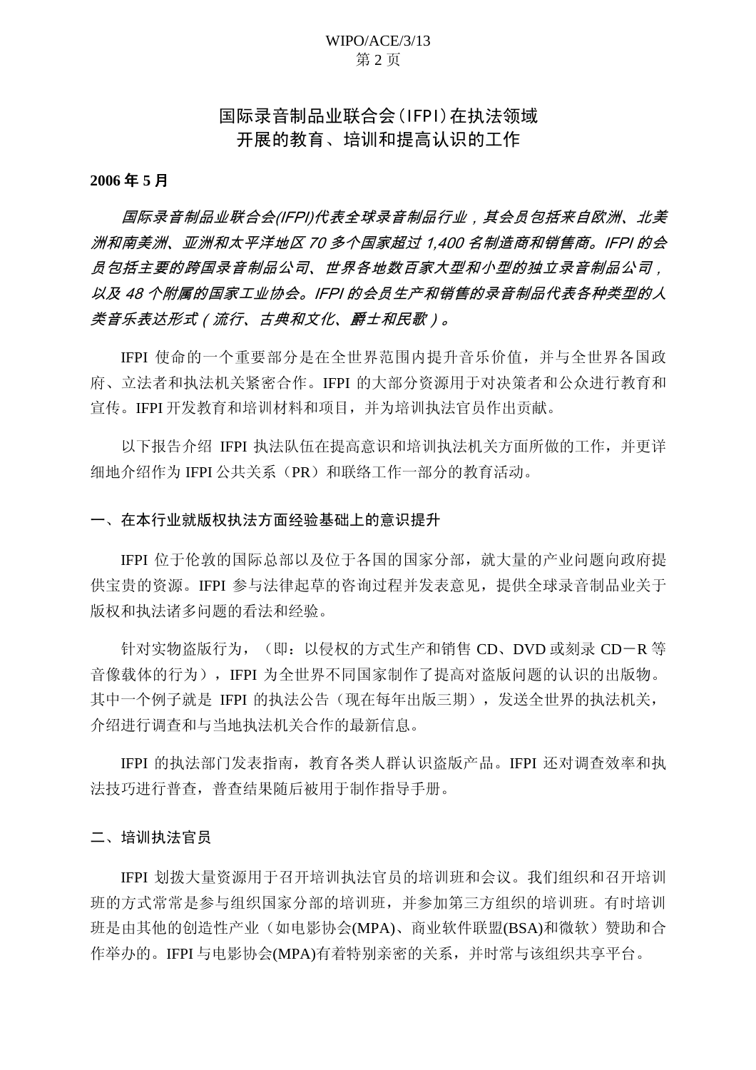# 国际录音制品业联合会（IFPI）在执法领域开展的教育、培训和提高认识的工作

**2006 年 5 月**

*国际录音制品业联合会(IFPI)代表全球录音制品行业，其会员包括来自欧洲、北美洲和南美洲、亚洲和太平洋地区 70 多个国家超过 1,400 名制造商和销售商。IFPI 的会员包括主要的跨国录音制品公司、世界各地数百家大型和小型的独立录音制品公司，以及 48 个附属的国家工业协会。IFPI 的会员生产和销售的录音制品代表各种类型的人类音乐表达形式（流行、古典和文化、爵士和民歌）。*

IFPI 使命的一个重要部分是在全世界范围内提升音乐价值，并与全世界各国政府、立法者和执法机关紧密合作。IFPI 的大部分资源用于对决策者和公众进行教育和宣传。IFPI 开发教育和培训材料和项目，并为培训执法官员作出贡献。

以下报告介绍 IFPI 执法队伍在提高意识和培训执法机关方面所做的工作，并更详细地介绍作为 IFPI 公共关系（PR）和联络工作一部分的教育活动。

## 一、在本行业就版权执法方面经验基础上的意识提升

IFPI 位于伦敦的国际总部以及位于各国的国家分部，就大量的产业问题向政府提供宝贵的资源。IFPI 参与法律起草的咨询过程并发表意见，提供全球录音制品业关于版权和执法诸多问题的看法和经验。

针对实物盗版行为，（即：以侵权的方式生产和销售 CD、DVD 或刻录 CD－R 等音像载体的行为），IFPI 为全世界不同国家制作了提高对盗版问题的认识的出版物。其中一个例子就是 IFPI 的执法公告（现在每年出版三期），发送全世界的执法机关，介绍进行调查和与当地执法机关合作的最新信息。

IFPI 的执法部门发表指南，教育各类人群认识盗版产品。IFPI 还对调查效率和执法技巧进行普查，普查结果随后被用于制作指导手册。

## 二、培训执法官员

IFPI 划拨大量资源用于召开培训执法官员的培训班和会议。我们组织和召开培训班的方式常常是参与组织国家分部的培训班，并参加第三方组织的培训班。有时培训班是由其他的创造性产业（如电影协会(MPA)、商业软件联盟(BSA)和微软）赞助和合作举办的。IFPI 与电影协会(MPA)有着特别亲密的关系，并时常与该组织共享平台。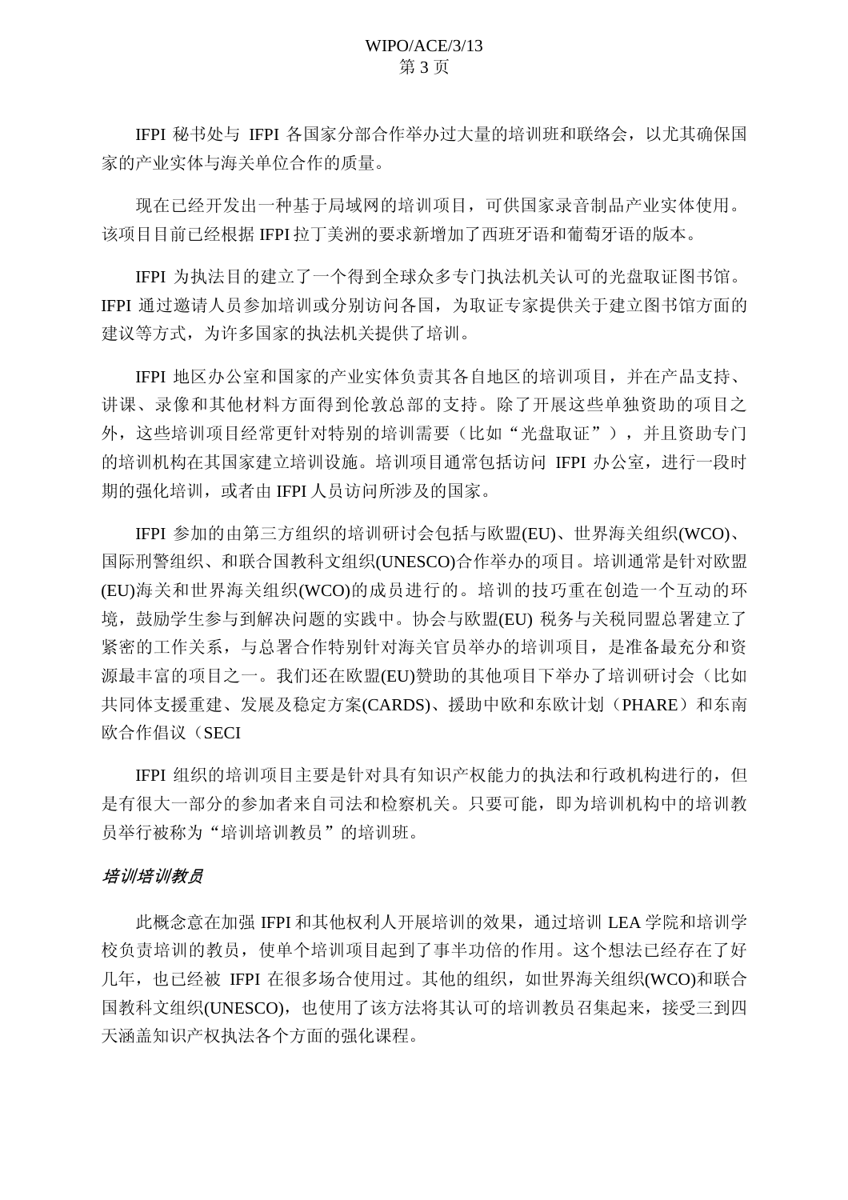IFPI 秘书处与 IFPI 各国家分部合作举办过大量的培训班和联络会，以尤其确保国家的产业实体与海关单位合作的质量。

现在已经开发出一种基于局域网的培训项目，可供国家录音制品产业实体使用。该项目目前已经根据 IFPI 拉丁美洲的要求新增加了西班牙语和葡萄牙语的版本。

IFPI 为执法目的建立了一个得到全球众多专门执法机关认可的光盘取证图书馆。IFPI 通过邀请人员参加培训或分别访问各国，为取证专家提供关于建立图书馆方面的建议等方式，为许多国家的执法机关提供了培训。

IFPI 地区办公室和国家的产业实体负责其各自地区的培训项目，并在产品支持、讲课、录像和其他材料方面得到伦敦总部的支持。除了开展这些单独资助的项目之外，这些培训项目经常更针对特别的培训需要（比如“光盘取证”），并且资助专门的培训机构在其国家建立培训设施。培训项目通常包括访问 IFPI 办公室，进行一段时期的强化培训，或者由 IFPI 人员访问所涉及的国家。

IFPI 参加的由第三方组织的培训研讨会包括与欧盟(EU)、世界海关组织(WCO)、国际刑警组织、和联合国教科文组织(UNESCO)合作举办的项目。培训通常是针对欧盟(EU)海关和世界海关组织(WCO)的成员进行的。培训的技巧重在创造一个互动的环境，鼓励学生参与到解决问题的实践中。协会与欧盟(EU) 税务与关税同盟总署建立了紧密的工作关系，与总署合作特别针对海关官员举办的培训项目，是准备最充分和资源最丰富的项目之一。我们还在欧盟(EU)赞助的其他项目下举办了培训研讨会（比如共同体支援重建、发展及稳定方案(CARDS)、援助中欧和东欧计划（PHARE）和东南欧合作倡议（SECI

IFPI 组织的培训项目主要是针对具有知识产权能力的执法和行政机构进行的，但是有很大一部分的参加者来自司法和检察机关。只要可能，即为培训机构中的培训教员举行被称为“培训培训教员”的培训班。

*培训培训教员*

此概念意在加强 IFPI 和其他权利人开展培训的效果，通过培训 LEA 学院和培训学校负责培训的教员，使单个培训项目起到了事半功倍的作用。这个想法已经存在了好几年，也已经被 IFPI 在很多场合使用过。其他的组织，如世界海关组织(WCO)和联合国教科文组织(UNESCO)，也使用了该方法将其认可的培训教员召集起来，接受三到四天涵盖知识产权执法各个方面的强化课程。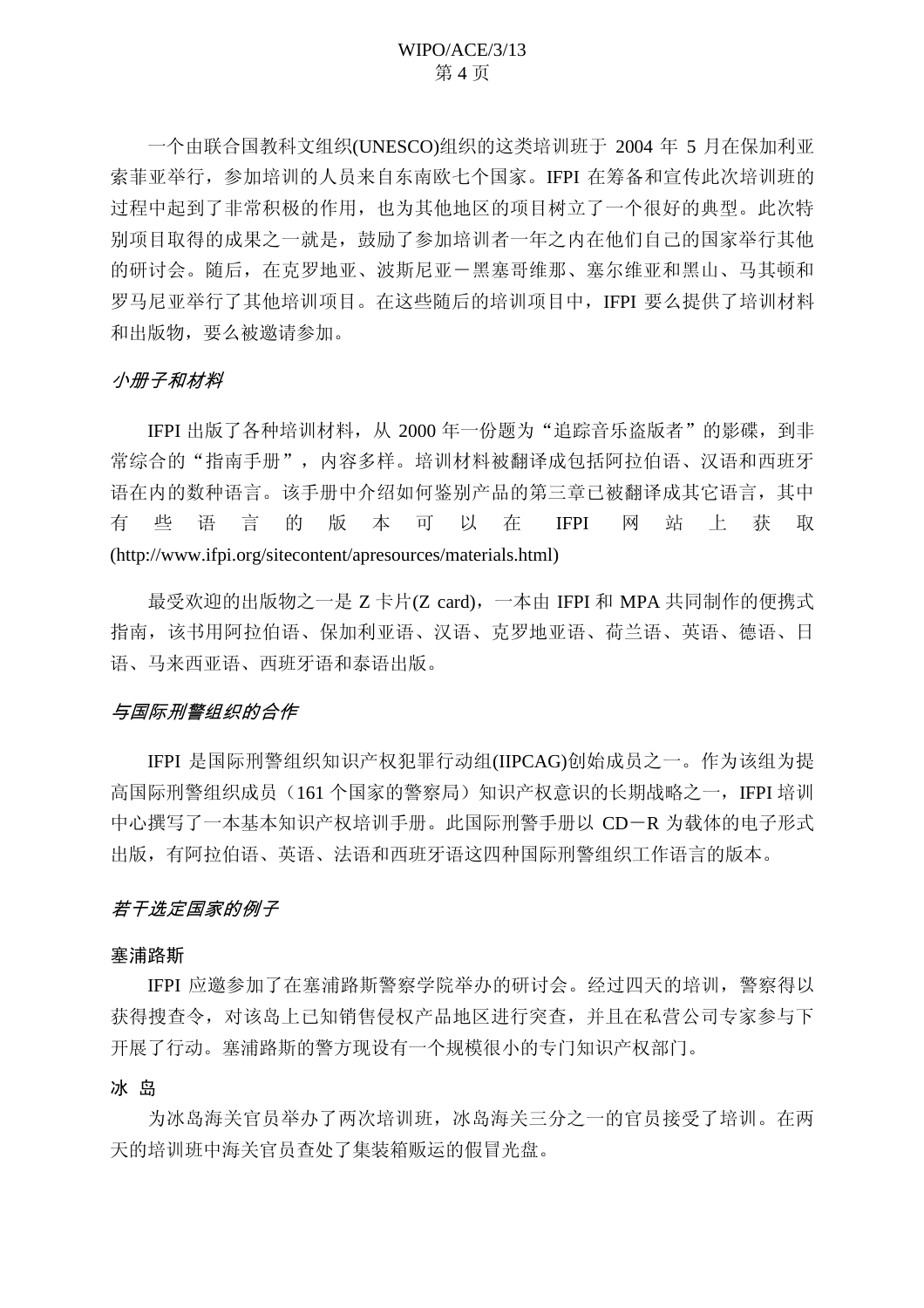一个由联合国教科文组织(UNESCO)组织的这类培训班于 2004 年 5 月在保加利亚索菲亚举行，参加培训的人员来自东南欧七个国家。IFPI 在筹备和宣传此次培训班的过程中起到了非常积极的作用，也为其他地区的项目树立了一个很好的典型。此次特别项目取得的成果之一就是，鼓励了参加培训者一年之内在他们自己的国家举行其他的研讨会。随后，在克罗地亚、波斯尼亚－黑塞哥维那、塞尔维亚和黑山、马其顿和罗马尼亚举行了其他培训项目。在这些随后的培训项目中，IFPI 要么提供了培训材料和出版物，要么被邀请参加。

*小册子和材料*

IFPI 出版了各种培训材料，从 2000 年一份题为"追踪音乐盗版者"的影碟，到非常综合的"指南手册"，内容多样。培训材料被翻译成包括阿拉伯语、汉语和西班牙语在内的数种语言。该手册中介绍如何鉴别产品的第三章已被翻译成其它语言，其中有些语言的版本可以在 IFPI 网站上获取(http://www.ifpi.org/sitecontent/apresources/materials.html)

最受欢迎的出版物之一是 Z 卡片(Z card)，一本由 IFPI 和 MPA 共同制作的便携式指南，该书用阿拉伯语、保加利亚语、汉语、克罗地亚语、荷兰语、英语、德语、日语、马来西亚语、西班牙语和泰语出版。

*与国际刑警组织的合作*

IFPI 是国际刑警组织知识产权犯罪行动组(IIPCAG)创始成员之一。作为该组为提高国际刑警组织成员（161 个国家的警察局）知识产权意识的长期战略之一，IFPI 培训中心撰写了一本基本知识产权培训手册。此国际刑警手册以 CD－R 为载体的电子形式出版，有阿拉伯语、英语、法语和西班牙语这四种国际刑警组织工作语言的版本。

*若干选定国家的例子*

**塞浦路斯**

IFPI 应邀参加了在塞浦路斯警察学院举办的研讨会。经过四天的培训，警察得以获得搜查令，对该岛上已知销售侵权产品地区进行突查，并且在私营公司专家参与下开展了行动。塞浦路斯的警方现设有一个规模很小的专门知识产权部门。

**冰 岛**

为冰岛海关官员举办了两次培训班，冰岛海关三分之一的官员接受了培训。在两天的培训班中海关官员查处了集装箱贩运的假冒光盘。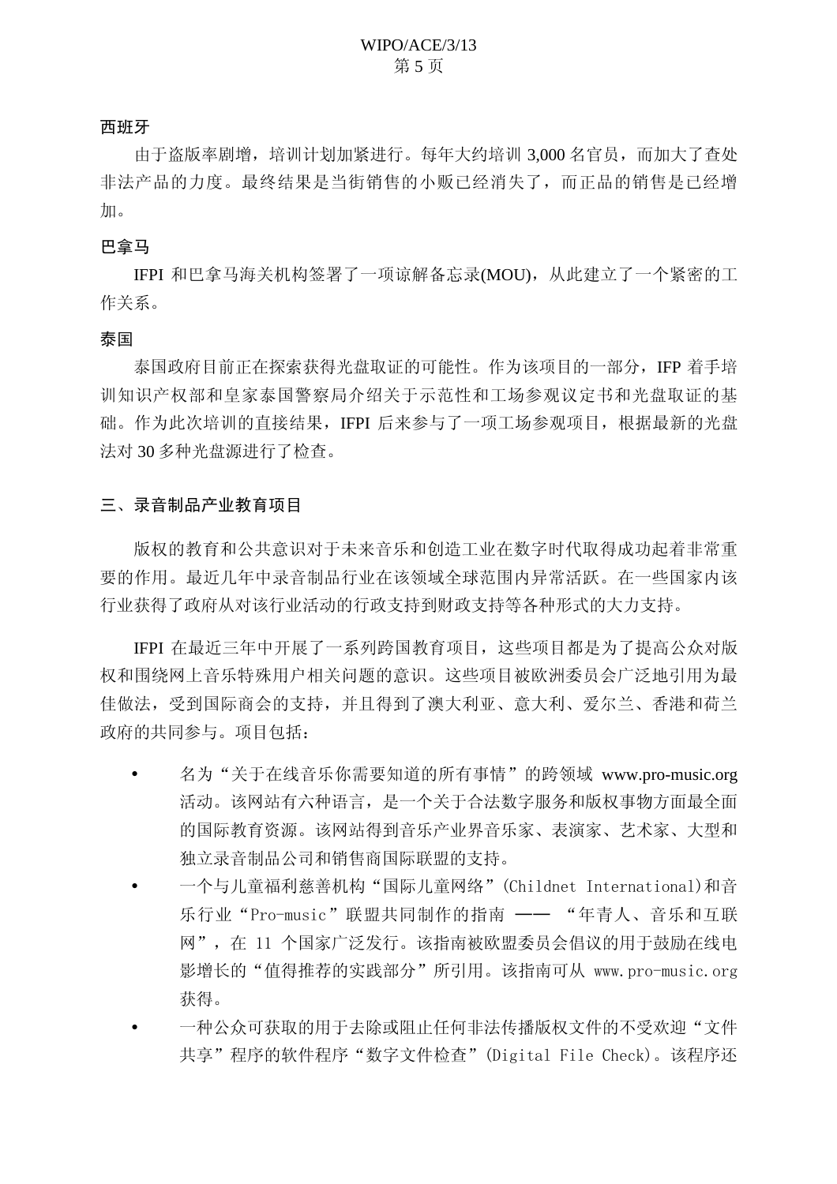**西班牙**

由于盗版率剧增，培训计划加紧进行。每年大约培训 3,000 名官员，而加大了查处非法产品的力度。最终结果是当街销售的小贩已经消失了，而正品的销售是已经增加。

**巴拿马**

IFPI 和巴拿马海关机构签署了一项谅解备忘录(MOU)，从此建立了一个紧密的工作关系。

**泰国**

泰国政府目前正在探索获得光盘取证的可能性。作为该项目的一部分，IFP 着手培训知识产权部和皇家泰国警察局介绍关于示范性和工场参观议定书和光盘取证的基础。作为此次培训的直接结果，IFPI 后来参与了一项工场参观项目，根据最新的光盘法对 30 多种光盘源进行了检查。

## 三、录音制品产业教育项目

版权的教育和公共意识对于未来音乐和创造工业在数字时代取得成功起着非常重要的作用。最近几年中录音制品行业在该领域全球范围内异常活跃。在一些国家内该行业获得了政府从对该行业活动的行政支持到财政支持等各种形式的大力支持。

IFPI 在最近三年中开展了一系列跨国教育项目，这些项目都是为了提高公众对版权和围绕网上音乐特殊用户相关问题的意识。这些项目被欧洲委员会广泛地引用为最佳做法，受到国际商会的支持，并且得到了澳大利亚、意大利、爱尔兰、香港和荷兰政府的共同参与。项目包括：

- 名为“关于在线音乐你需要知道的所有事情”的跨领域 www.pro-music.org 活动。该网站有六种语言，是一个关于合法数字服务和版权事物方面最全面的国际教育资源。该网站得到音乐产业界音乐家、表演家、艺术家、大型和独立录音制品公司和销售商国际联盟的支持。
- 一个与儿童福利慈善机构“国际儿童网络”(Childnet International)和音乐行业“Pro-music”联盟共同制作的指南 —— “年青人、音乐和互联网”，在 11 个国家广泛发行。该指南被欧盟委员会倡议的用于鼓励在线电影增长的“值得推荐的实践部分”所引用。该指南可从 www.pro-music.org 获得。
- 一种公众可获取的用于去除或阻止任何非法传播版权文件的不受欢迎“文件共享”程序的软件程序“数字文件检查”(Digital File Check)。该程序还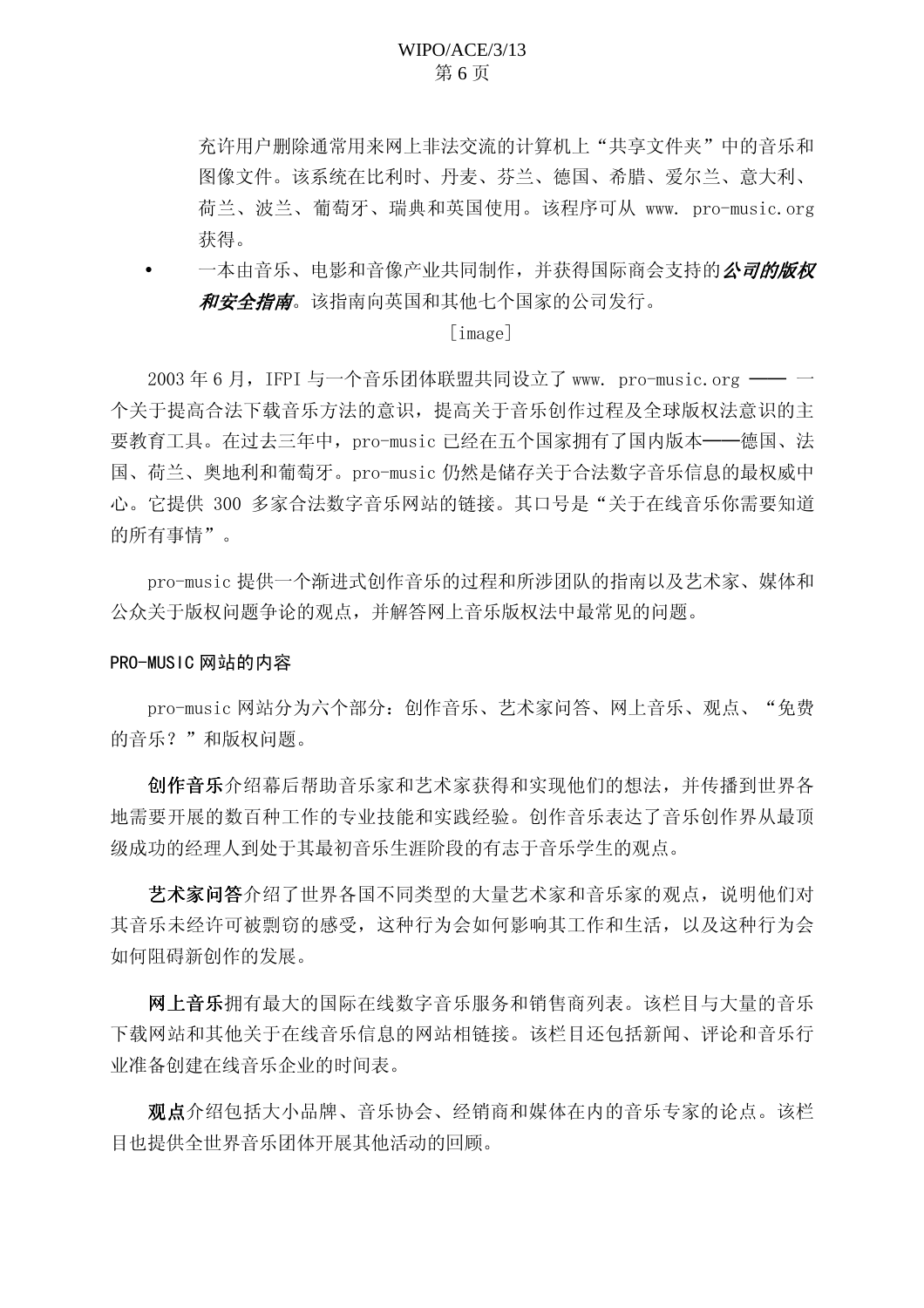允许用户删除通常用来网上非法交流的计算机上"共享文件夹"中的音乐和图像文件。该系统在比利时、丹麦、芬兰、德国、希腊、爱尔兰、意大利、荷兰、波兰、葡萄牙、瑞典和英国使用。该程序可从 www. pro-music.org 获得。

- 一本由音乐、电影和音像产业共同制作，并获得国际商会支持的***公司的版权和安全指南***。该指南向英国和其他七个国家的公司发行。

[image]

2003 年 6 月，IFPI 与一个音乐团体联盟共同设立了 www. pro-music.org —— 一个关于提高合法下载音乐方法的意识，提高关于音乐创作过程及全球版权法意识的主要教育工具。在过去三年中，pro-music 已经在五个国家拥有了国内版本——德国、法国、荷兰、奥地利和葡萄牙。pro-music 仍然是储存关于合法数字音乐信息的最权威中心。它提供 300 多家合法数字音乐网站的链接。其口号是"关于在线音乐你需要知道的所有事情"。

pro-music 提供一个渐进式创作音乐的过程和所涉团队的指南以及艺术家、媒体和公众关于版权问题争论的观点，并解答网上音乐版权法中最常见的问题。

PRO-MUSIC 网站的内容

pro-music 网站分为六个部分：创作音乐、艺术家问答、网上音乐、观点、"免费的音乐？"和版权问题。

**创作音乐**介绍幕后帮助音乐家和艺术家获得和实现他们的想法，并传播到世界各地需要开展的数百种工作的专业技能和实践经验。创作音乐表达了音乐创作界从最顶级成功的经理人到处于其最初音乐生涯阶段的有志于音乐学生的观点。

**艺术家问答**介绍了世界各国不同类型的大量艺术家和音乐家的观点，说明他们对其音乐未经许可被剽窃的感受，这种行为会如何影响其工作和生活，以及这种行为会如何阻碍新创作的发展。

**网上音乐**拥有最大的国际在线数字音乐服务和销售商列表。该栏目与大量的音乐下载网站和其他关于在线音乐信息的网站相链接。该栏目还包括新闻、评论和音乐行业准备创建在线音乐企业的时间表。

**观点**介绍包括大小品牌、音乐协会、经销商和媒体在内的音乐专家的论点。该栏目也提供全世界音乐团体开展其他活动的回顾。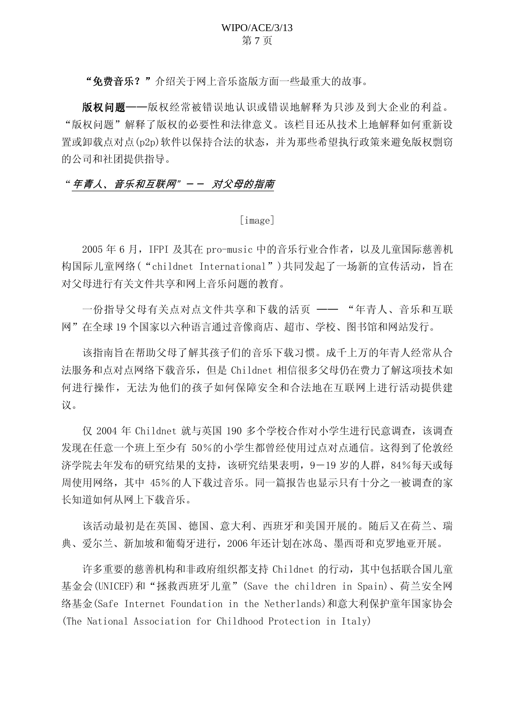**“免费音乐？”**介绍关于网上音乐盗版方面一些最重大的故事。

**版权问题——**版权经常被错误地认识或错误地解释为只涉及到大企业的利益。“版权问题”解释了版权的必要性和法律意义。该栏目还从技术上地解释如何重新设置或卸载点对点(p2p)软件以保持合法的状态，并为那些希望执行政策来避免版权剽窃的公司和社团提供指导。

*“年青人、音乐和互联网”－－ 对父母的指南*

[image]

2005 年 6 月，IFPI 及其在 pro-music 中的音乐行业合作者，以及儿童国际慈善机构国际儿童网络(“childnet International”)共同发起了一场新的宣传活动，旨在对父母进行有关文件共享和网上音乐问题的教育。

一份指导父母有关点对点文件共享和下载的活页 —— “年青人、音乐和互联网”在全球 19 个国家以六种语言通过音像商店、超市、学校、图书馆和网站发行。

该指南旨在帮助父母了解其孩子们的音乐下载习惯。成千上万的年青人经常从合法服务和点对点网络下载音乐，但是 Childnet 相信很多父母仍在费力了解这项技术如何进行操作，无法为他们的孩子如何保障安全和合法地在互联网上进行活动提供建议。

仅 2004 年 Childnet 就与英国 190 多个学校合作对小学生进行民意调查，该调查发现在任意一个班上至少有 50％的小学生都曾经使用过点对点通信。这得到了伦敦经济学院去年发布的研究结果的支持，该研究结果表明，9－19 岁的人群，84％每天或每周使用网络，其中 45％的人下载过音乐。同一篇报告也显示只有十分之一被调查的家长知道如何从网上下载音乐。

该活动最初是在英国、德国、意大利、西班牙和美国开展的。随后又在荷兰、瑞典、爱尔兰、新加坡和葡萄牙进行，2006 年还计划在冰岛、墨西哥和克罗地亚开展。

许多重要的慈善机构和非政府组织都支持 Childnet 的行动，其中包括联合国儿童基金会(UNICEF)和“拯救西班牙儿童”(Save the children in Spain)、荷兰安全网络基金(Safe Internet Foundation in the Netherlands)和意大利保护童年国家协会(The National Association for Childhood Protection in Italy)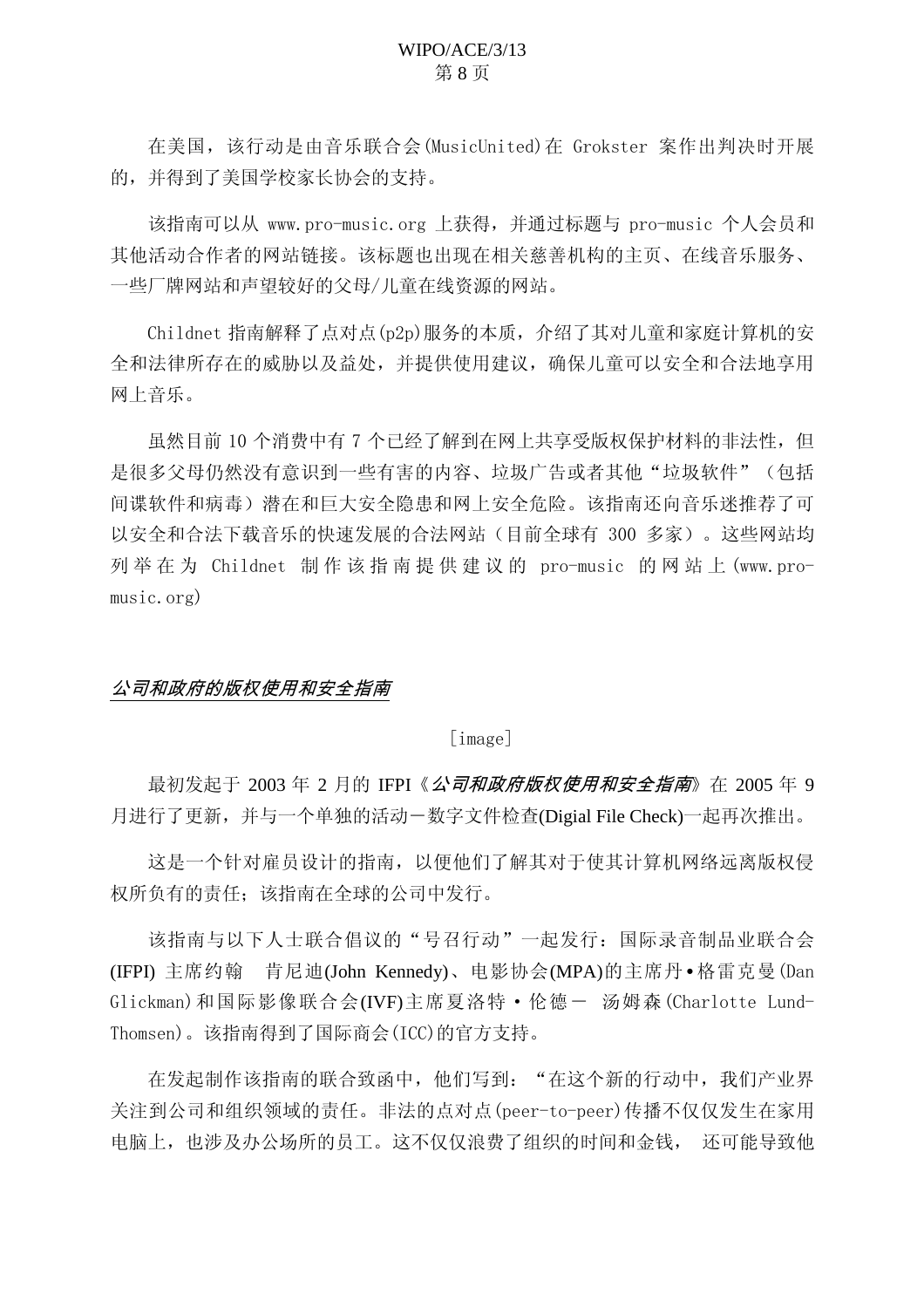在美国，该行动是由音乐联合会(MusicUnited)在 Grokster 案作出判决时开展的，并得到了美国学校家长协会的支持。

该指南可以从 www.pro-music.org 上获得，并通过标题与 pro-music 个人会员和其他活动合作者的网站链接。该标题也出现在相关慈善机构的主页、在线音乐服务、一些厂牌网站和声望较好的父母/儿童在线资源的网站。

Childnet 指南解释了点对点(p2p)服务的本质，介绍了其对儿童和家庭计算机的安全和法律所存在的威胁以及益处，并提供使用建议，确保儿童可以安全和合法地享用网上音乐。

虽然目前 10 个消费中有 7 个已经了解到在网上共享受版权保护材料的非法性，但是很多父母仍然没有意识到一些有害的内容、垃圾广告或者其他“垃圾软件”（包括间谍软件和病毒）潜在和巨大安全隐患和网上安全危险。该指南还向音乐迷推荐了可以安全和合法下载音乐的快速发展的合法网站（目前全球有 300 多家）。这些网站均列举在为 Childnet 制作该指南提供建议的 pro-music 的网站上(www.pro-music.org)

## *公司和政府的版权使用和安全指南*

[image]

最初发起于 2003 年 2 月的 IFPI《*公司和政府版权使用和安全指南*》在 2005 年 9 月进行了更新，并与一个单独的活动－数字文件检查(Digial File Check)一起再次推出。

这是一个针对雇员设计的指南，以便他们了解其对于使其计算机网络远离版权侵权所负有的责任；该指南在全球的公司中发行。

该指南与以下人士联合倡议的“号召行动”一起发行：国际录音制品业联合会(IFPI) 主席约翰　肯尼迪(John Kennedy)、电影协会(MPA)的主席丹•格雷克曼(Dan Glickman)和国际影像联合会(IVF)主席夏洛特・伦德－ 汤姆森(Charlotte Lund-Thomsen)。该指南得到了国际商会(ICC)的官方支持。

在发起制作该指南的联合致函中，他们写到：“在这个新的行动中，我们产业界关注到公司和组织领域的责任。非法的点对点(peer-to-peer)传播不仅仅发生在家用电脑上，也涉及办公场所的员工。这不仅仅浪费了组织的时间和金钱， 还可能导致他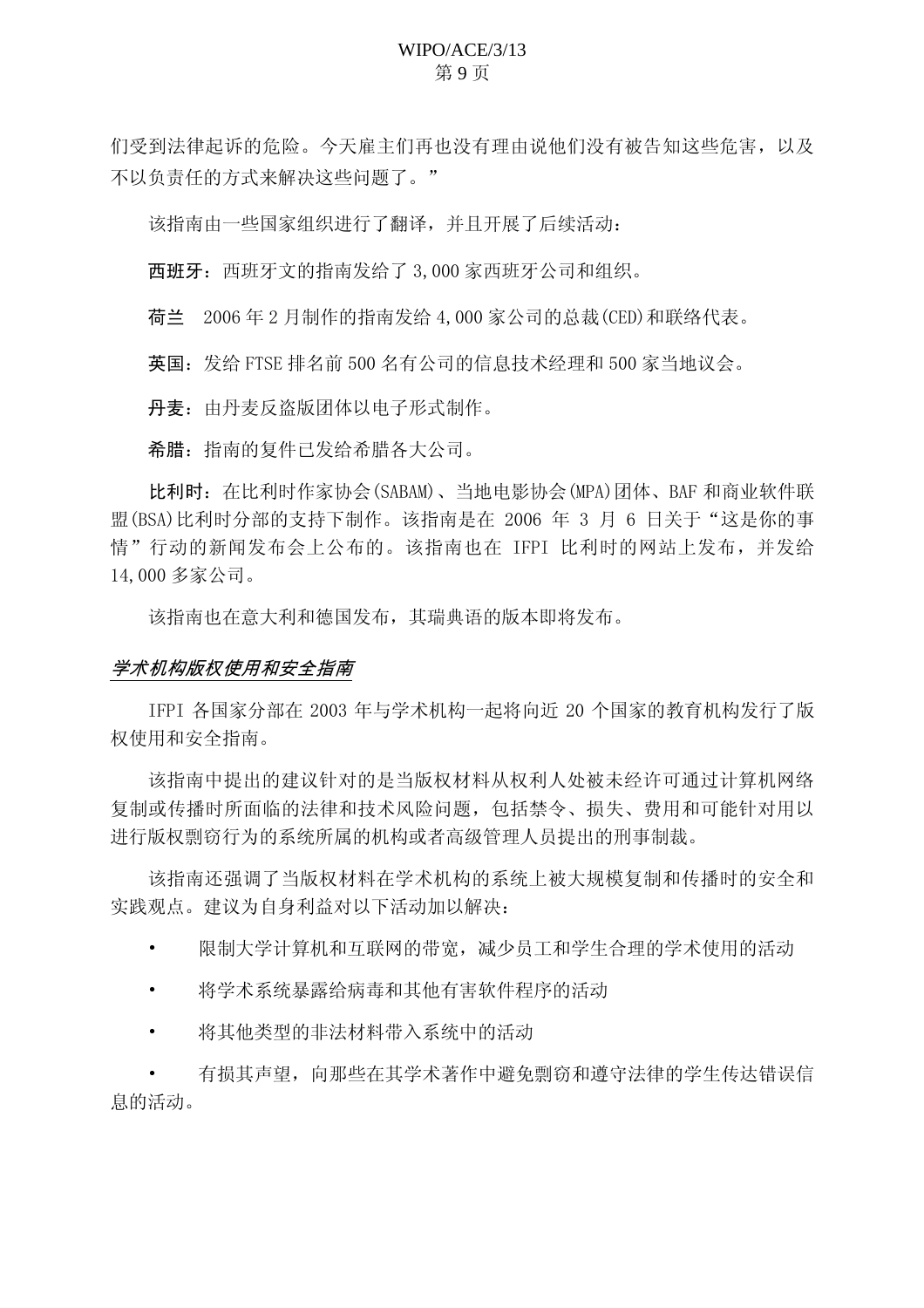们受到法律起诉的危险。今天雇主们再也没有理由说他们没有被告知这些危害，以及不以负责任的方式来解决这些问题了。”

该指南由一些国家组织进行了翻译，并且开展了后续活动：

**西班牙**：西班牙文的指南发给了 3,000 家西班牙公司和组织。

**荷兰**　2006 年 2 月制作的指南发给 4,000 家公司的总裁(CED)和联络代表。

**英国**：发给 FTSE 排名前 500 名有公司的信息技术经理和 500 家当地议会。

**丹麦**：由丹麦反盗版团体以电子形式制作。

**希腊**：指南的复件已发给希腊各大公司。

**比利时**：在比利时作家协会(SABAM)、当地电影协会(MPA)团体、BAF 和商业软件联盟(BSA)比利时分部的支持下制作。该指南是在 2006 年 3 月 6 日关于“这是你的事情”行动的新闻发布会上公布的。该指南也在 IFPI 比利时的网站上发布，并发给 14,000 多家公司。

该指南也在意大利和德国发布，其瑞典语的版本即将发布。

***学术机构版权使用和安全指南***

IFPI 各国家分部在 2003 年与学术机构一起将向近 20 个国家的教育机构发行了版权使用和安全指南。

该指南中提出的建议针对的是当版权材料从权利人处被未经许可通过计算机网络复制或传播时所面临的法律和技术风险问题，包括禁令、损失、费用和可能针对用以进行版权剽窃行为的系统所属的机构或者高级管理人员提出的刑事制裁。

该指南还强调了当版权材料在学术机构的系统上被大规模复制和传播时的安全和实践观点。建议为自身利益对以下活动加以解决：

- 限制大学计算机和互联网的带宽，减少员工和学生合理的学术使用的活动
- 将学术系统暴露给病毒和其他有害软件程序的活动
- 将其他类型的非法材料带入系统中的活动
- 有损其声望，向那些在其学术著作中避免剽窃和遵守法律的学生传达错误信息的活动。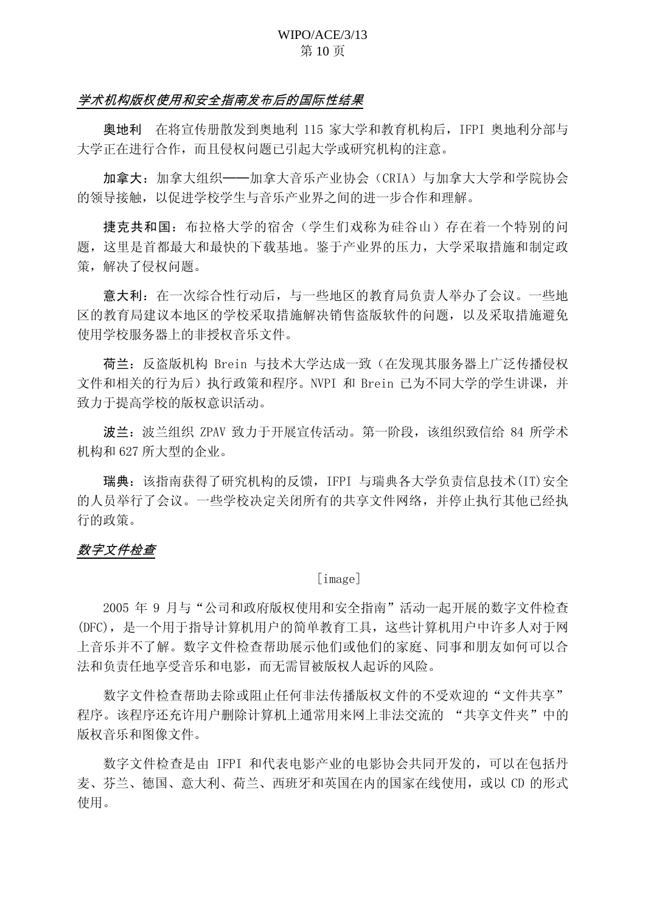***学术机构版权使用和安全指南发布后的国际性结果***

**奥地利**　在将宣传册散发到奥地利 115 家大学和教育机构后，IFPI 奥地利分部与大学正在进行合作，而且侵权问题已引起大学或研究机构的注意。

**加拿大**：加拿大组织——加拿大音乐产业协会（CRIA）与加拿大大学和学院协会的领导接触，以促进学校学生与音乐产业界之间的进一步合作和理解。

**捷克共和国**：布拉格大学的宿舍（学生们戏称为硅谷山）存在着一个特别的问题，这里是首都最大和最快的下载基地。鉴于产业界的压力，大学采取措施和制定政策，解决了侵权问题。

**意大利**：在一次综合性行动后，与一些地区的教育局负责人举办了会议。一些地区的教育局建议本地区的学校采取措施解决销售盗版软件的问题，以及采取措施避免使用学校服务器上的非授权音乐文件。

**荷兰**：反盗版机构 Brein 与技术大学达成一致（在发现其服务器上广泛传播侵权文件和相关的行为后）执行政策和程序。NVPI 和 Brein 已为不同大学的学生讲课，并致力于提高学校的版权意识活动。

**波兰**：波兰组织 ZPAV 致力于开展宣传活动。第一阶段，该组织致信给 84 所学术机构和 627 所大型的企业。

**瑞典**：该指南获得了研究机构的反馈，IFPI 与瑞典各大学负责信息技术(IT)安全的人员举行了会议。一些学校决定关闭所有的共享文件网络，并停止执行其他已经执行的政策。

***数字文件检查***

[image]

2005 年 9 月与“公司和政府版权使用和安全指南”活动一起开展的数字文件检查(DFC)，是一个用于指导计算机用户的简单教育工具，这些计算机用户中许多人对于网上音乐并不了解。数字文件检查帮助展示他们或他们的家庭、同事和朋友如何可以合法和负责任地享受音乐和电影，而无需冒被版权人起诉的风险。

数字文件检查帮助去除或阻止任何非法传播版权文件的不受欢迎的“文件共享”程序。该程序还充许用户删除计算机上通常用来网上非法交流的 “共享文件夹”中的版权音乐和图像文件。

数字文件检查是由 IFPI 和代表电影产业的电影协会共同开发的，可以在包括丹麦、芬兰、德国、意大利、荷兰、西班牙和英国在内的国家在线使用，或以 CD 的形式使用。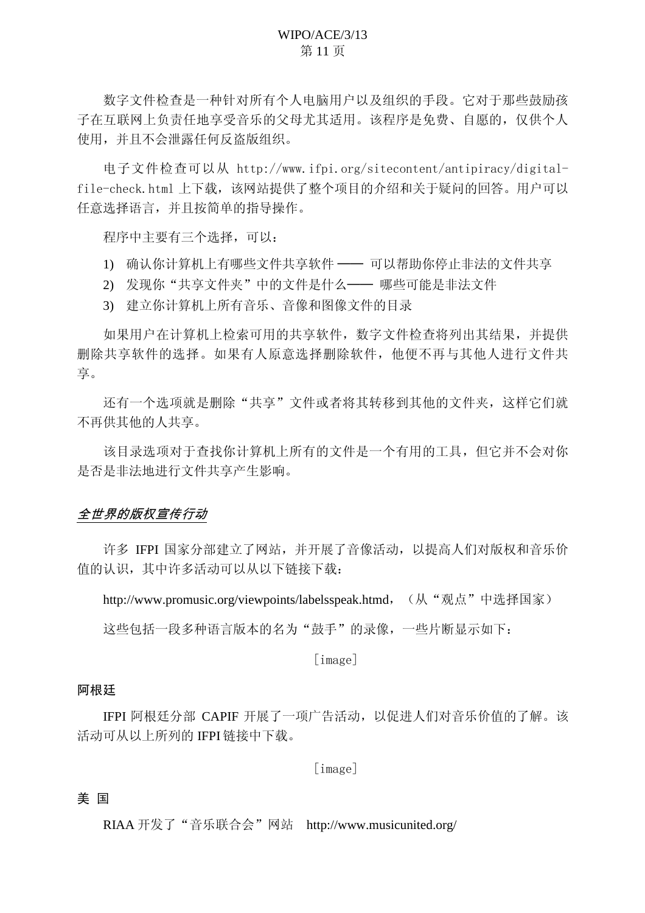数字文件检查是一种针对所有个人电脑用户以及组织的手段。它对于那些鼓励孩子在互联网上负责任地享受音乐的父母尤其适用。该程序是免费、自愿的，仅供个人使用，并且不会泄露任何反盗版组织。

电子文件检查可以从 http://www.ifpi.org/sitecontent/antipiracy/digital-file-check.html 上下载，该网站提供了整个项目的介绍和关于疑问的回答。用户可以任意选择语言，并且按简单的指导操作。

程序中主要有三个选择，可以：

1) 确认你计算机上有哪些文件共享软件 —— 可以帮助你停止非法的文件共享
2) 发现你“共享文件夹”中的文件是什么—— 哪些可能是非法文件
3) 建立你计算机上所有音乐、音像和图像文件的目录

如果用户在计算机上检索可用的共享软件，数字文件检查将列出其结果，并提供删除共享软件的选择。如果有人原意选择删除软件，他便不再与其他人进行文件共享。

还有一个选项就是删除“共享”文件或者将其转移到其他的文件夹，这样它们就不再供其他的人共享。

该目录选项对于查找你计算机上所有的文件是一个有用的工具，但它并不会对你是否是非法地进行文件共享产生影响。

## *全世界的版权宣传行动*

许多 IFPI 国家分部建立了网站，并开展了音像活动，以提高人们对版权和音乐价值的认识，其中许多活动可以从以下链接下载：

http://www.promusic.org/viewpoints/labelsspeak.htmd，（从“观点”中选择国家）

这些包括一段多种语言版本的名为“鼓手”的录像，一些片断显示如下：

[image]

### 阿根廷

IFPI 阿根廷分部 CAPIF 开展了一项广告活动，以促进人们对音乐价值的了解。该活动可从以上所列的 IFPI 链接中下载。

[image]

### 美 国

RIAA 开发了“音乐联合会”网站 http://www.musicunited.org/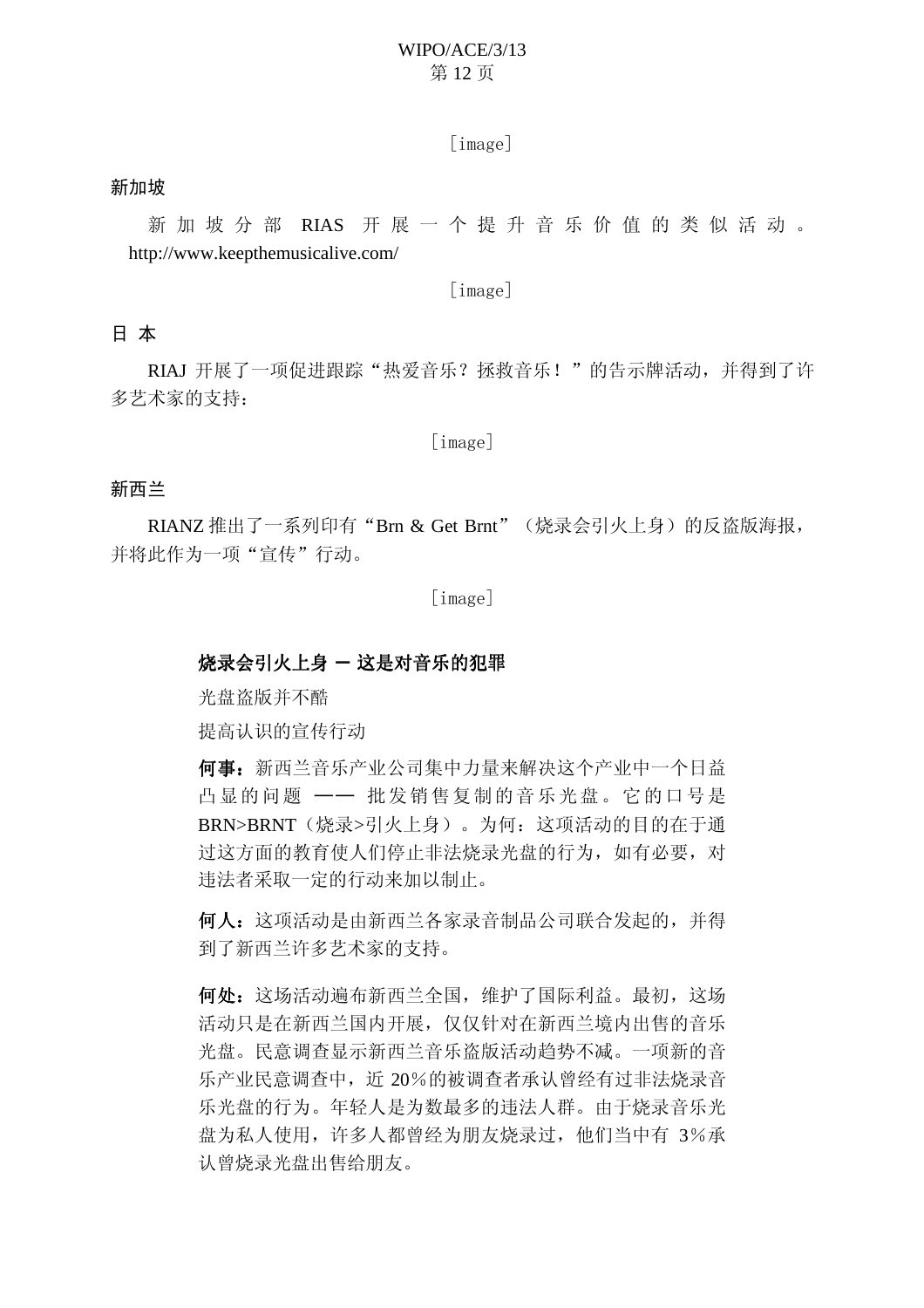新加坡

新加坡分部 RIAS 开展一个提升音乐价值的类似活动。http://www.keepthemusicalive.com/

日 本

RIAJ 开展了一项促进跟踪“热爱音乐？拯救音乐！”的告示牌活动，并得到了许多艺术家的支持：

新西兰

RIANZ 推出了一系列印有“Brn & Get Brnt”（烧录会引火上身）的反盗版海报，并将此作为一项“宣传”行动。

**烧录会引火上身 — 这是对音乐的犯罪**

光盘盗版并不酷

提高认识的宣传行动

**何事：**新西兰音乐产业公司集中力量来解决这个产业中一个日益凸显的问题 —— 批发销售复制的音乐光盘。它的口号是 BRN>BRNT（烧录>引火上身）。为何：这项活动的目的在于通过这方面的教育使人们停止非法烧录光盘的行为，如有必要，对违法者采取一定的行动来加以制止。

**何人：**这项活动是由新西兰各家录音制品公司联合发起的，并得到了新西兰许多艺术家的支持。

**何处：**这场活动遍布新西兰全国，维护了国际利益。最初，这场活动只是在新西兰国内开展，仅仅针对在新西兰境内出售的音乐光盘。民意调查显示新西兰音乐盗版活动趋势不减。一项新的音乐产业民意调查中，近 20%的被调查者承认曾经有过非法烧录音乐光盘的行为。年轻人是为数最多的违法人群。由于烧录音乐光盘为私人使用，许多人都曾经为朋友烧录过，他们当中有 3%承认曾烧录光盘出售给朋友。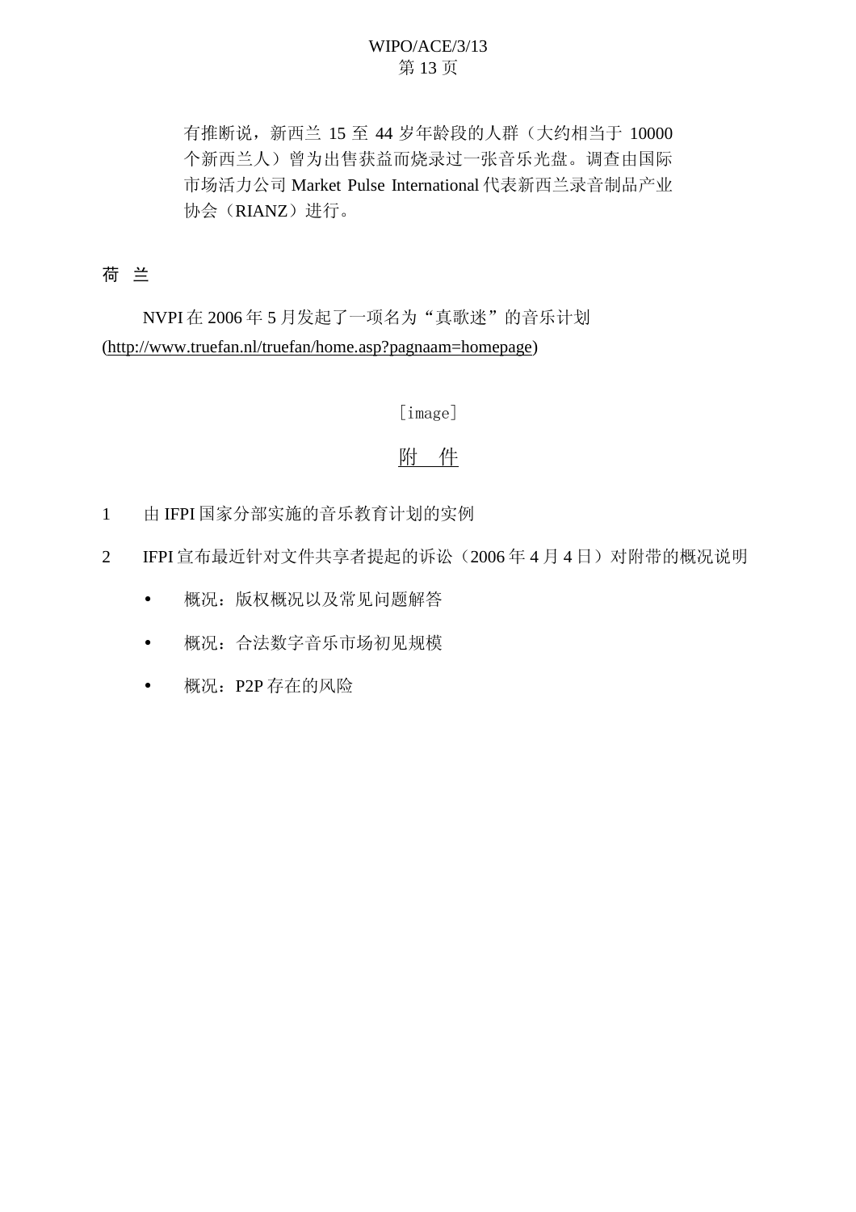有推断说，新西兰 15 至 44 岁年龄段的人群（大约相当于 10000 个新西兰人）曾为出售获益而烧录过一张音乐光盘。调查由国际市场活力公司 Market Pulse International 代表新西兰录音制品产业协会（RIANZ）进行。

## 荷 兰

NVPI 在 2006 年 5 月发起了一项名为“真歌迷”的音乐计划 (http://www.truefan.nl/truefan/home.asp?pagnaam=homepage)

[image]

## 附 件

1 由 IFPI 国家分部实施的音乐教育计划的实例

2 IFPI 宣布最近针对文件共享者提起的诉讼（2006 年 4 月 4 日）对附带的概况说明

- 概况：版权概况以及常见问题解答
- 概况：合法数字音乐市场初见规模
- 概况：P2P 存在的风险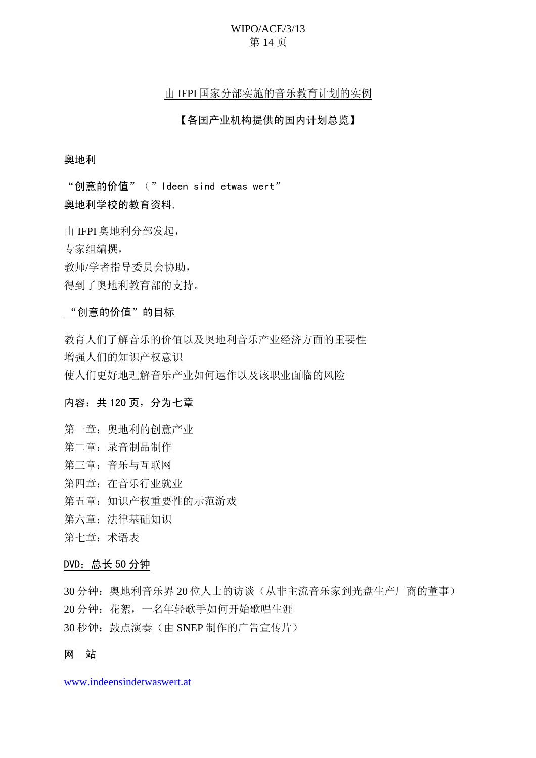<u>由 IFPI 国家分部实施的音乐教育计划的实例</u>

**【各国产业机构提供的国内计划总览】**

**奥地利**

**“创意的价值”（” Ideen sind etwas wert”**
**奥地利学校的教育资料,**

由 IFPI 奥地利分部发起，
专家组编撰，
教师/学者指导委员会协助，
得到了奥地利教育部的支持。

**<u>“创意的价值”的目标</u>**

教育人们了解音乐的价值以及奥地利音乐产业经济方面的重要性
增强人们的知识产权意识
使人们更好地理解音乐产业如何运作以及该职业面临的风险

**<u>内容：共 120 页，分为七章</u>**

第一章：奥地利的创意产业
第二章：录音制品制作
第三章：音乐与互联网
第四章：在音乐行业就业
第五章：知识产权重要性的示范游戏
第六章：法律基础知识
第七章：术语表

**<u>DVD：总长 50 分钟</u>**

30 分钟：奥地利音乐界 20 位人士的访谈（从非主流音乐家到光盘生产厂商的董事）
20 分钟：花絮，一名年轻歌手如何开始歌唱生涯
30 秒钟：鼓点演奏（由 SNEP 制作的广告宣传片）

**<u>网 站</u>**

www.indeensindetwaswert.at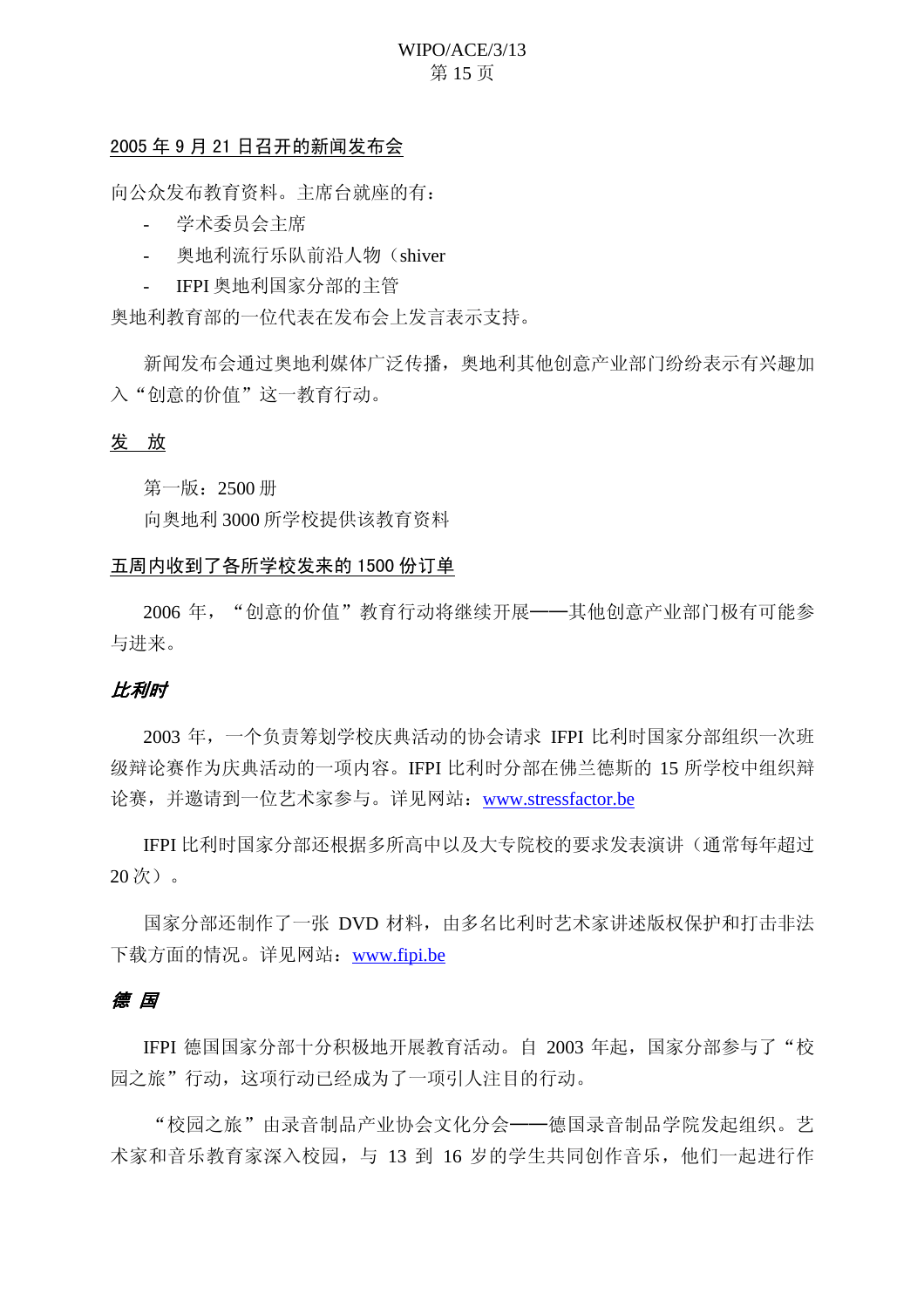2005 年 9 月 21 日召开的新闻发布会

向公众发布教育资料。主席台就座的有：

- 学术委员会主席
- 奥地利流行乐队前沿人物（shiver
- IFPI 奥地利国家分部的主管

奥地利教育部的一位代表在发布会上发言表示支持。

新闻发布会通过奥地利媒体广泛传播，奥地利其他创意产业部门纷纷表示有兴趣加入“创意的价值”这一教育行动。

发　放

第一版：2500 册

向奥地利 3000 所学校提供该教育资料

五周内收到了各所学校发来的 1500 份订单

2006 年，“创意的价值”教育行动将继续开展——其他创意产业部门极有可能参与进来。

***比利时***

2003 年，一个负责筹划学校庆典活动的协会请求 IFPI 比利时国家分部组织一次班级辩论赛作为庆典活动的一项内容。IFPI 比利时分部在佛兰德斯的 15 所学校中组织辩论赛，并邀请到一位艺术家参与。详见网站：www.stressfactor.be

IFPI 比利时国家分部还根据多所高中以及大专院校的要求发表演讲（通常每年超过 20 次）。

国家分部还制作了一张 DVD 材料，由多名比利时艺术家讲述版权保护和打击非法下载方面的情况。详见网站：www.fipi.be

***德 国***

IFPI 德国国家分部十分积极地开展教育活动。自 2003 年起，国家分部参与了“校园之旅”行动，这项行动已经成为了一项引人注目的行动。

“校园之旅”由录音制品产业协会文化分会——德国录音制品学院发起组织。艺术家和音乐教育家深入校园，与 13 到 16 岁的学生共同创作音乐，他们一起进行作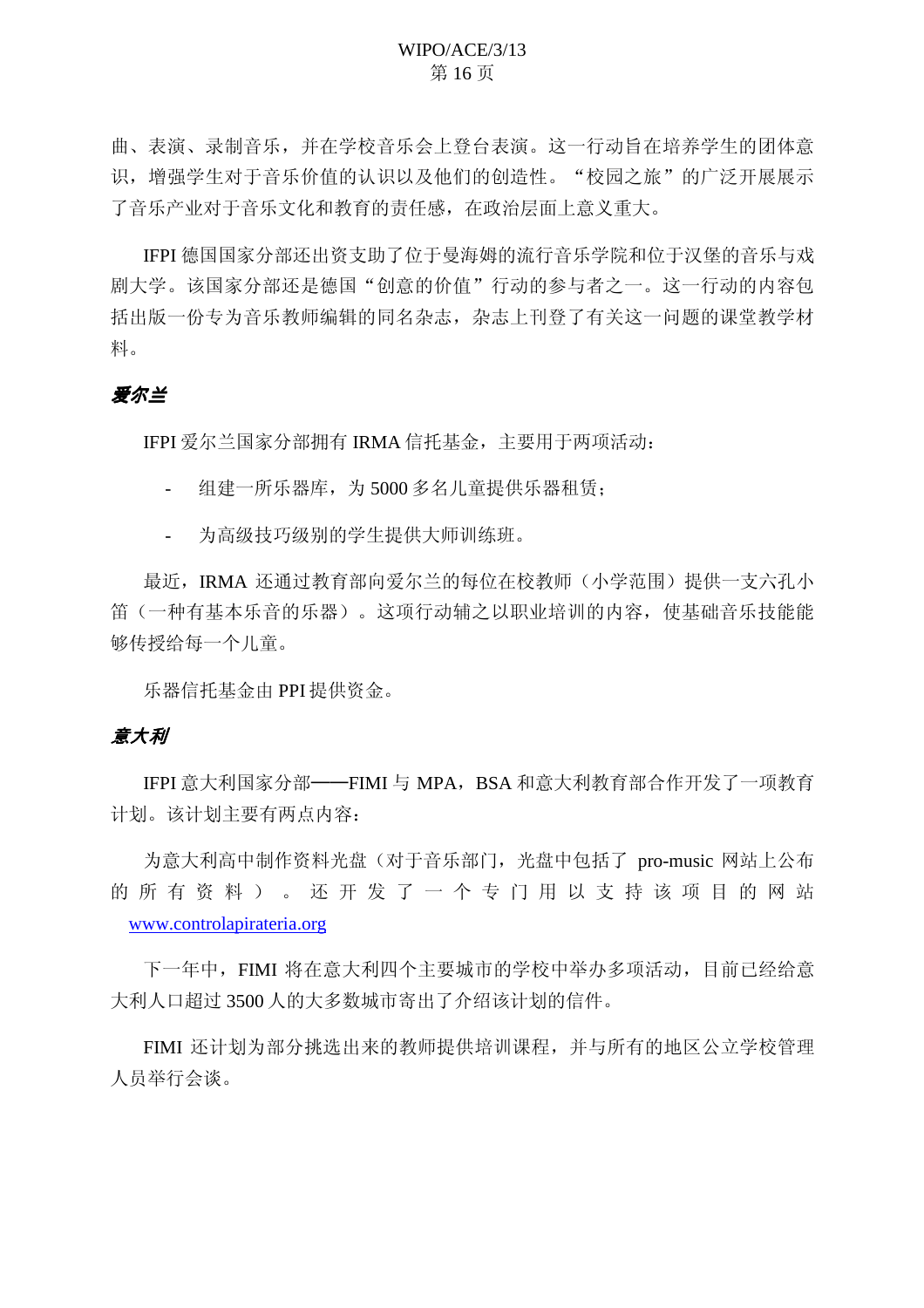曲、表演、录制音乐，并在学校音乐会上登台表演。这一行动旨在培养学生的团体意识，增强学生对于音乐价值的认识以及他们的创造性。“校园之旅”的广泛开展展示了音乐产业对于音乐文化和教育的责任感，在政治层面上意义重大。

IFPI 德国国家分部还出资支助了位于曼海姆的流行音乐学院和位于汉堡的音乐与戏剧大学。该国家分部还是德国“创意的价值”行动的参与者之一。这一行动的内容包括出版一份专为音乐教师编辑的同名杂志，杂志上刊登了有关这一问题的课堂教学材料。

***爱尔兰***

IFPI 爱尔兰国家分部拥有 IRMA 信托基金，主要用于两项活动：

- 组建一所乐器库，为 5000 多名儿童提供乐器租赁；
- 为高级技巧级别的学生提供大师训练班。

最近，IRMA 还通过教育部向爱尔兰的每位在校教师（小学范围）提供一支六孔小笛（一种有基本乐音的乐器）。这项行动辅之以职业培训的内容，使基础音乐技能能够传授给每一个儿童。

乐器信托基金由 PPI 提供资金。

***意大利***

IFPI 意大利国家分部——FIMI 与 MPA，BSA 和意大利教育部合作开发了一项教育计划。该计划主要有两点内容：

为意大利高中制作资料光盘（对于音乐部门，光盘中包括了 pro-music 网站上公布的所有资料）。还开发了一个专门用以支持该项目的网站 www.controlapirateria.org

下一年中，FIMI 将在意大利四个主要城市的学校中举办多项活动，目前已经给意大利人口超过 3500 人的大多数城市寄出了介绍该计划的信件。

FIMI 还计划为部分挑选出来的教师提供培训课程，并与所有的地区公立学校管理人员举行会谈。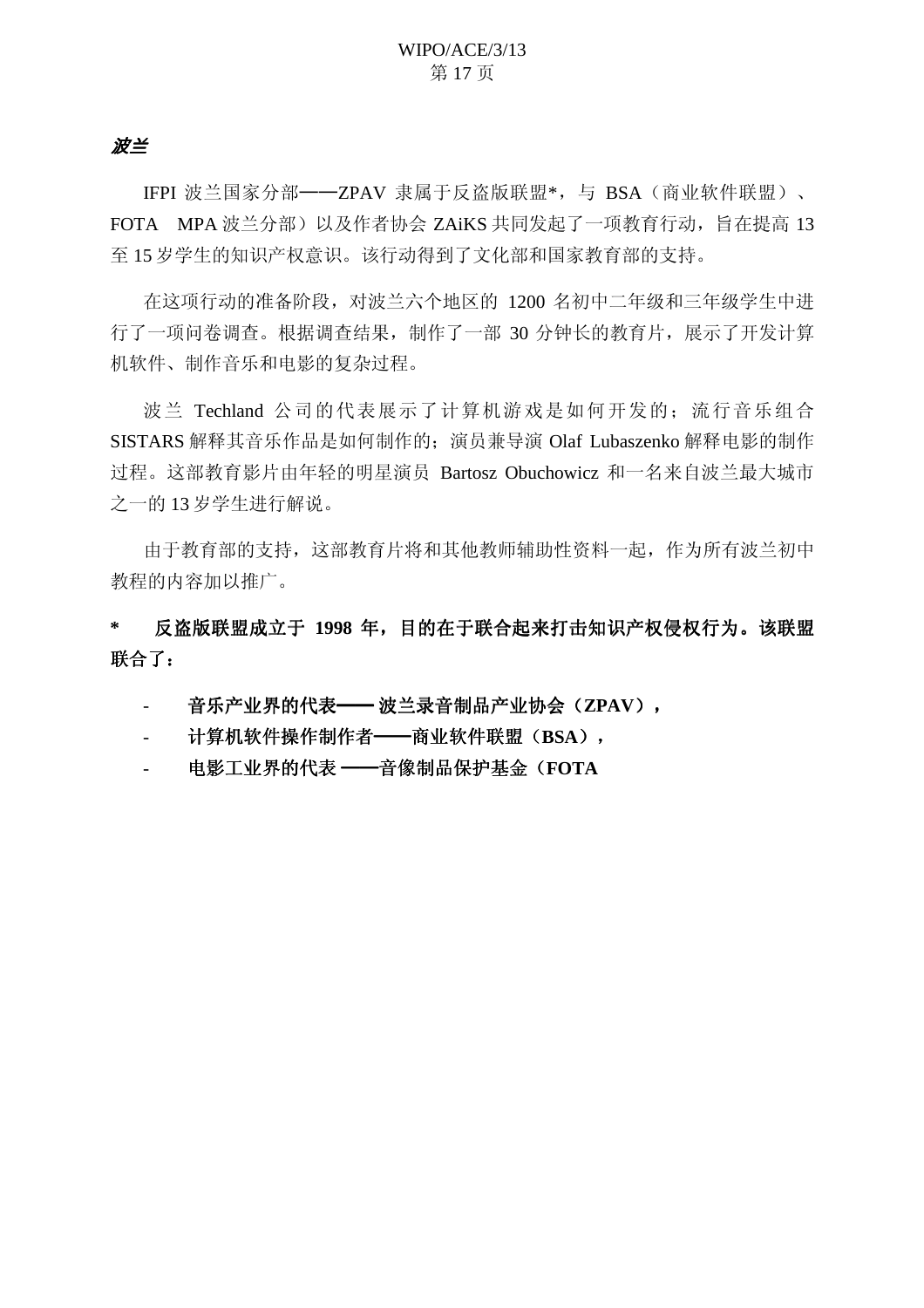*波兰*

IFPI 波兰国家分部——ZPAV 隶属于反盗版联盟*，与 BSA（商业软件联盟）、FOTA　MPA 波兰分部）以及作者协会 ZAiKS 共同发起了一项教育行动，旨在提高 13 至 15 岁学生的知识产权意识。该行动得到了文化部和国家教育部的支持。

在这项行动的准备阶段，对波兰六个地区的 1200 名初中二年级和三年级学生中进行了一项问卷调查。根据调查结果，制作了一部 30 分钟长的教育片，展示了开发计算机软件、制作音乐和电影的复杂过程。

波兰 Techland 公司的代表展示了计算机游戏是如何开发的；流行音乐组合 SISTARS 解释其音乐作品是如何制作的；演员兼导演 Olaf Lubaszenko 解释电影的制作过程。这部教育影片由年轻的明星演员 Bartosz Obuchowicz 和一名来自波兰最大城市之一的 13 岁学生进行解说。

由于教育部的支持，这部教育片将和其他教师辅助性资料一起，作为所有波兰初中教程的内容加以推广。

**\*　反盗版联盟成立于 1998 年，目的在于联合起来打击知识产权侵权行为。该联盟联合了：**

- **音乐产业界的代表—— 波兰录音制品产业协会（ZPAV），**
- **计算机软件操作制作者——商业软件联盟（BSA），**
- **电影工业界的代表 ——音像制品保护基金（FOTA**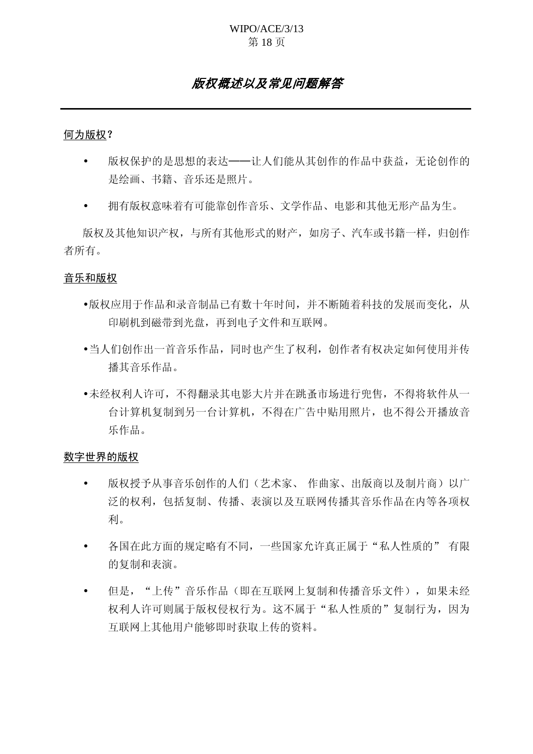## *版权概述以及常见问题解答*

---

**何为版权？**

- 版权保护的是思想的表达——让人们能从其创作的作品中获益，无论创作的是绘画、书籍、音乐还是照片。
- 拥有版权意味着有可能靠创作音乐、文学作品、电影和其他无形产品为生。

版权及其他知识产权，与所有其他形式的财产，如房子、汽车或书籍一样，归创作者所有。

**音乐和版权**

- 版权应用于作品和录音制品已有数十年时间，并不断随着科技的发展而变化，从印刷机到磁带到光盘，再到电子文件和互联网。
- 当人们创作出一首音乐作品，同时也产生了权利，创作者有权决定如何使用并传播其音乐作品。
- 未经权利人许可，不得翻录其电影大片并在跳蚤市场进行兜售，不得将软件从一台计算机复制到另一台计算机，不得在广告中贴用照片，也不得公开播放音乐作品。

**数字世界的版权**

- 版权授予从事音乐创作的人们（艺术家、 作曲家、出版商以及制片商）以广泛的权利，包括复制、传播、表演以及互联网传播其音乐作品在内等各项权利。
- 各国在此方面的规定略有不同，一些国家允许真正属于“私人性质的” 有限的复制和表演。
- 但是，“上传”音乐作品（即在互联网上复制和传播音乐文件），如果未经权利人许可则属于版权侵权行为。这不属于“私人性质的”复制行为，因为互联网上其他用户能够即时获取上传的资料。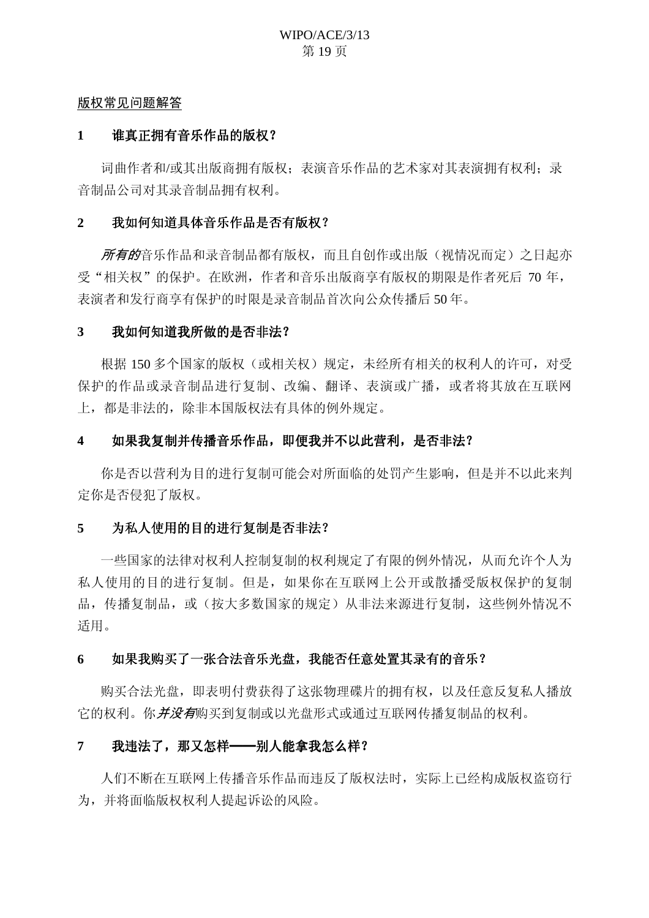<u>版权常见问题解答</u>

**1　　谁真正拥有音乐作品的版权？**

词曲作者和/或其出版商拥有版权；表演音乐作品的艺术家对其表演拥有权利；录音制品公司对其录音制品拥有权利。

**2　　我如何知道具体音乐作品是否有版权？**

***所有的***音乐作品和录音制品都有版权，而且自创作或出版（视情况而定）之日起亦受“相关权”的保护。在欧洲，作者和音乐出版商享有版权的期限是作者死后 70 年，表演者和发行商享有保护的时限是录音制品首次向公众传播后 50 年。

**3　　我如何知道我所做的是否非法？**

根据 150 多个国家的版权（或相关权）规定，未经所有相关的权利人的许可，对受保护的作品或录音制品进行复制、改编、翻译、表演或广播，或者将其放在互联网上，都是非法的，除非本国版权法有具体的例外规定。

**4　　如果我复制并传播音乐作品，即便我并不以此营利，是否非法？**

你是否以营利为目的进行复制可能会对所面临的处罚产生影响，但是并不以此来判定你是否侵犯了版权。

**5　　为私人使用的目的进行复制是否非法？**

一些国家的法律对权利人控制复制的权利规定了有限的例外情况，从而允许个人为私人使用的目的进行复制。但是，如果你在互联网上公开或散播受版权保护的复制品，传播复制品，或（按大多数国家的规定）从非法来源进行复制，这些例外情况不适用。

**6　　如果我购买了一张合法音乐光盘，我能否任意处置其录有的音乐？**

购买合法光盘，即表明付费获得了这张物理碟片的拥有权，以及任意反复私人播放它的权利。你***并没有***购买到复制或以光盘形式或通过互联网传播复制品的权利。

**7　　我违法了，那又怎样——别人能拿我怎么样？**

人们不断在互联网上传播音乐作品而违反了版权法时，实际上已经构成版权盗窃行为，并将面临版权权利人提起诉讼的风险。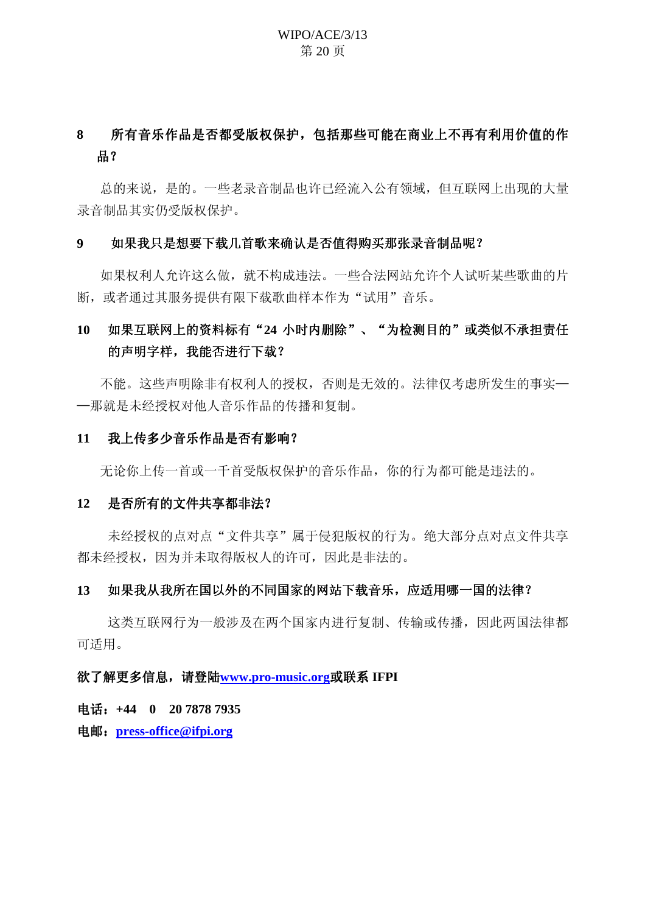**8　所有音乐作品是否都受版权保护，包括那些可能在商业上不再有利用价值的作品？**

总的来说，是的。一些老录音制品也许已经流入公有领域，但互联网上出现的大量录音制品其实仍受版权保护。

**9　如果我只是想要下载几首歌来确认是否值得购买那张录音制品呢？**

如果权利人允许这么做，就不构成违法。一些合法网站允许个人试听某些歌曲的片断，或者通过其服务提供有限下载歌曲样本作为“试用”音乐。

**10　如果互联网上的资料标有“24 小时内删除”、“为检测目的”或类似不承担责任的声明字样，我能否进行下载？**

不能。这些声明除非有权利人的授权，否则是无效的。法律仅考虑所发生的事实——那就是未经授权对他人音乐作品的传播和复制。

**11　我上传多少音乐作品是否有影响？**

无论你上传一首或一千首受版权保护的音乐作品，你的行为都可能是违法的。

**12　是否所有的文件共享都非法？**

未经授权的点对点“文件共享”属于侵犯版权的行为。绝大部分点对点文件共享都未经授权，因为并未取得版权人的许可，因此是非法的。

**13　如果我从我所在国以外的不同国家的网站下载音乐，应适用哪一国的法律？**

这类互联网行为一般涉及在两个国家内进行复制、传输或传播，因此两国法律都可适用。

**欲了解更多信息，请登陆[www.pro-music.org](http://www.pro-music.org)或联系 IFPI**

**电话：+44　0　20 7878 7935**

**电邮：[press-office@ifpi.org](mailto:press-office@ifpi.org)**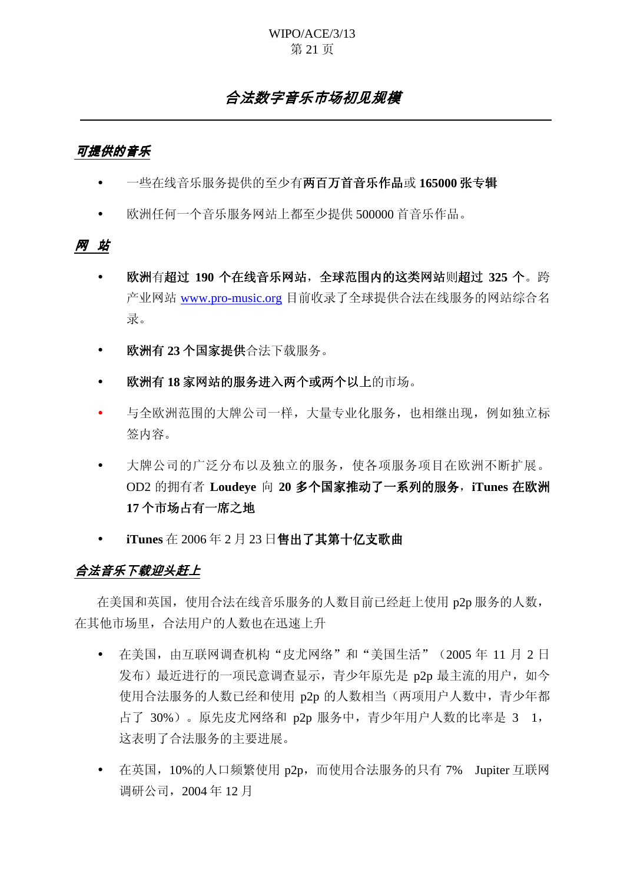## *合法数字音乐市场初见规模*

### ***可提供的音乐***

- 一些在线音乐服务提供的至少有**两百万首音乐作品**或 **165000 张专辑**
- 欧洲任何一个音乐服务网站上都至少提供 500000 首音乐作品。

### ***网 站***

- **欧洲**有**超过 190 个在线音乐网站，全球范围内的这类网站**则**超过 325 个**。跨产业网站 www.pro-music.org 目前收录了全球提供合法在线服务的网站综合名录。
- **欧洲有 23 个国家提供**合法下载服务。
- **欧洲有 18 家网站的服务进入两个或两个以上**的市场。
- 与全欧洲范围的大牌公司一样，大量专业化服务，也相继出现，例如独立标签内容。
- 大牌公司的广泛分布以及独立的服务，使各项服务项目在欧洲不断扩展。OD2 的拥有者 **Loudeye** 向 **20 多个国家推动了一系列的服务**，**iTunes 在欧洲 17 个市场占有一席之地**
- **iTunes** 在 2006 年 2 月 23 日**售出了其第十亿支歌曲**

### ***合法音乐下载迎头赶上***

在美国和英国，使用合法在线音乐服务的人数目前已经赶上使用 p2p 服务的人数，在其他市场里，合法用户的人数也在迅速上升

- 在美国，由互联网调查机构“皮尤网络”和“美国生活”（2005 年 11 月 2 日发布）最近进行的一项民意调查显示，青少年原先是 p2p 最主流的用户，如今使用合法服务的人数已经和使用 p2p 的人数相当（两项用户人数中，青少年都占了 30%）。原先皮尤网络和 p2p 服务中，青少年用户人数的比率是 3 1，这表明了合法服务的主要进展。
- 在英国，10%的人口频繁使用 p2p，而使用合法服务的只有 7% Jupiter 互联网调研公司，2004 年 12 月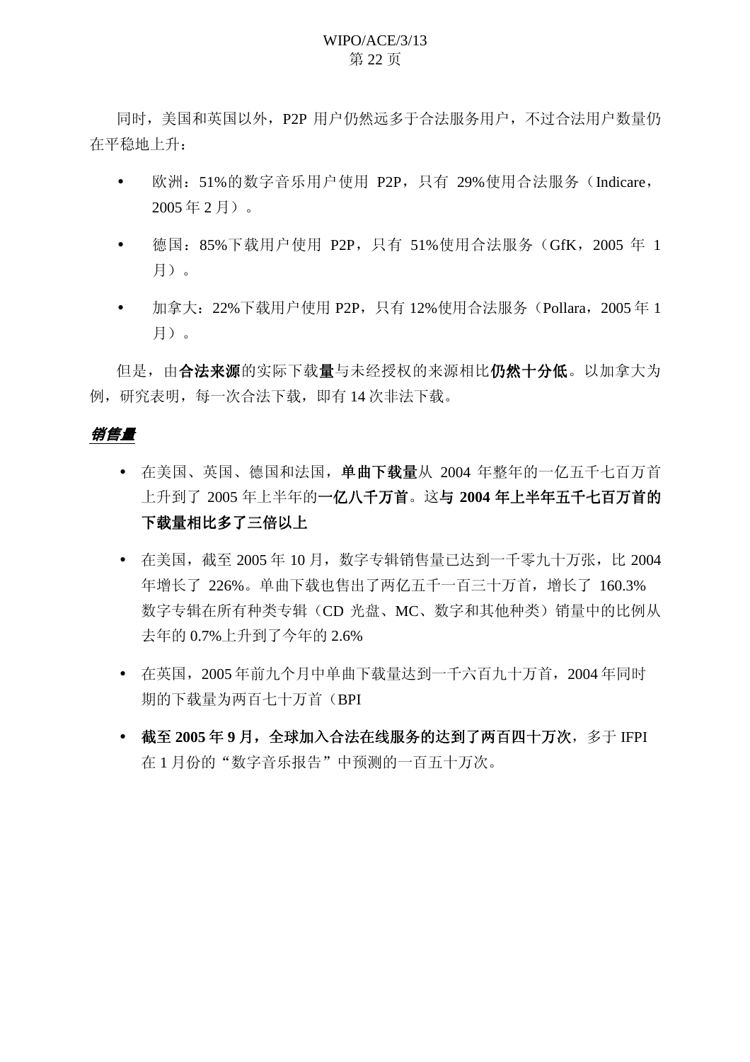同时，美国和英国以外，P2P 用户仍然远多于合法服务用户，不过合法用户数量仍在平稳地上升：

- 欧洲：51%的数字音乐用户使用 P2P，只有 29%使用合法服务（Indicare，2005 年 2 月）。
- 德国：85%下载用户使用 P2P，只有 51%使用合法服务（GfK，2005 年 1 月）。
- 加拿大：22%下载用户使用 P2P，只有 12%使用合法服务（Pollara，2005 年 1 月）。

但是，由**合法来源**的实际下载**量**与未经授权的来源相比**仍然十分低**。以加拿大为例，研究表明，每一次合法下载，即有 14 次非法下载。

***销售量***

- 在美国、英国、德国和法国，**单曲下载量**从 2004 年整年的一亿五千七百万首上升到了 2005 年上半年的**一亿八千万首**。这**与 2004 年上半年五千七百万首的下载量相比多了三倍以上**
- 在美国，截至 2005 年 10 月，数字专辑销售量已达到一千零九十万张，比 2004 年增长了 226%。单曲下载也售出了两亿五千一百三十万首，增长了 160.3% 数字专辑在所有种类专辑（CD 光盘、MC、数字和其他种类）销量中的比例从去年的 0.7%上升到了今年的 2.6%
- 在英国，2005 年前九个月中单曲下载量达到一千六百九十万首，2004 年同时期的下载量为两百七十万首（BPI
- **截至 2005 年 9 月，全球加入合法在线服务的达到了两百四十万次**，多于 IFPI 在 1 月份的“数字音乐报告”中预测的一百五十万次。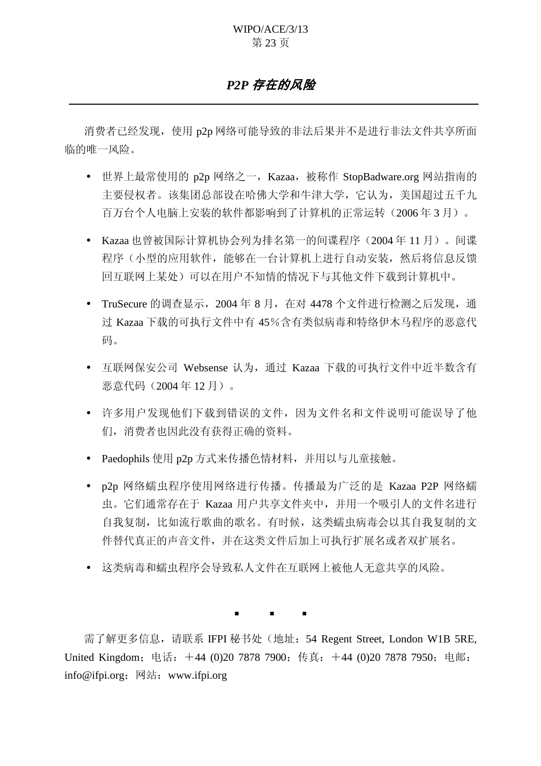## *P2P 存在的风险*

---

消费者已经发现，使用 p2p 网络可能导致的非法后果并不是进行非法文件共享所面临的唯一风险。

- 世界上最常使用的 p2p 网络之一，Kazaa，被称作 StopBadware.org 网站指南的主要侵权者。该集团总部设在哈佛大学和牛津大学，它认为，美国超过五千九百万台个人电脑上安装的软件都影响到了计算机的正常运转（2006 年 3 月）。

- Kazaa 也曾被国际计算机协会列为排名第一的间谍程序（2004 年 11 月）。间谍程序（小型的应用软件，能够在一台计算机上进行自动安装，然后将信息反馈回互联网上某处）可以在用户不知情的情况下与其他文件下载到计算机中。

- TruSecure 的调查显示，2004 年 8 月，在对 4478 个文件进行检测之后发现，通过 Kazaa 下载的可执行文件中有 45％含有类似病毒和特络伊木马程序的恶意代码。

- 互联网保安公司 Websense 认为，通过 Kazaa 下载的可执行文件中近半数含有恶意代码（2004 年 12 月）。

- 许多用户发现他们下载到错误的文件，因为文件名和文件说明可能误导了他们，消费者也因此没有获得正确的资料。

- Paedophils 使用 p2p 方式来传播色情材料，并用以与儿童接触。

- p2p 网络蠕虫程序使用网络进行传播。传播最为广泛的是 Kazaa P2P 网络蠕虫。它们通常存在于 Kazaa 用户共享文件夹中，并用一个吸引人的文件名进行自我复制，比如流行歌曲的歌名。有时候，这类蠕虫病毒会以其自我复制的文件替代真正的声音文件，并在这类文件后加上可执行扩展名或者双扩展名。

- 这类病毒和蠕虫程序会导致私人文件在互联网上被他人无意共享的风险。

▪ ▪ ▪

需了解更多信息，请联系 IFPI 秘书处（地址：54 Regent Street, London W1B 5RE, United Kingdom；电话：＋44 (0)20 7878 7900；传真：＋44 (0)20 7878 7950；电邮：info@ifpi.org；网站：www.ifpi.org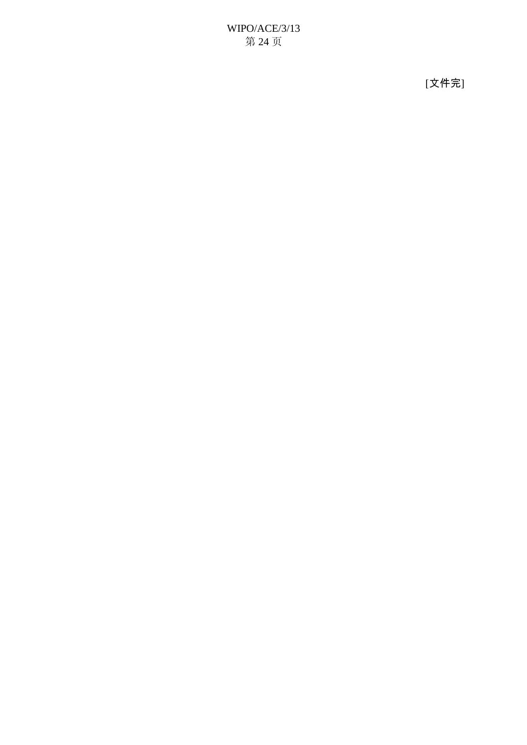[文件完]